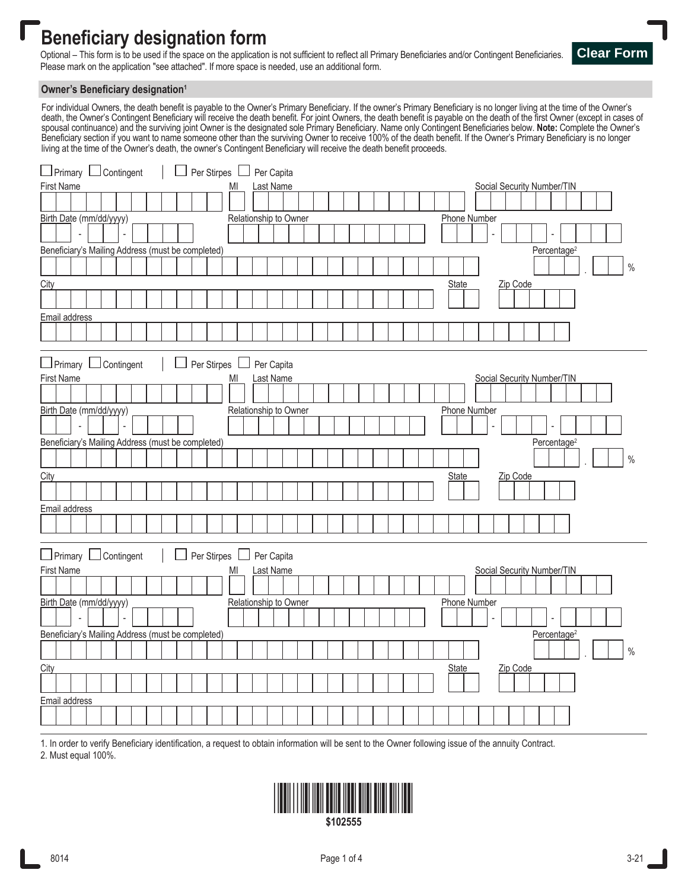# Beneficiary designation form

Optional – This form is to be used if the space on the application is not sufficient to reflect all Primary Beneficiaries and/or Contingent Beneficiaries. Please mark on the application "see attached". If more space is needed, use an additional form.

Clear Form

## Owner's Beneficiary designation[1]

For individual Owners, the death benefit is payable to the Owner's Primary Beneficiary. If the owner's Primary Beneficiary is no longer living at the time of the Owner's death, the Owner's Contingent Beneficiary will receive the death benefit. For joint Owners, the death benefit is payable on the death of the first Owner (except in cases of spousal continuance) and the surviving joint Owner is the designated sole Primary Beneficiary. Name only Contingent Beneficiaries below. **Note:** Complete the Owner's Beneficiary section if you want to name someone other than the surviving Owner to receive 100% of the death benefit. If the Owner's Primary Beneficiary is no longer living at the time of the Owner's death, the owner's Contingent Beneficiary will receive the death benefit proceeds.

☐ Primary ☐ Contingent | ☐ Per Stirpes ☐ Per Capita

First Name _______ MI ___ Last Name _______ Social Security Number/TIN _______

Birth Date (mm/dd/yyyy) ___ - ___ - _____ Relationship to Owner _______ Phone Number ___ - ___ - ____

Beneficiary's Mailing Address (must be completed) _______ Percentage[2] ___ . __ %

City _______ State ___ Zip Code _______

Email address _______

---

☐ Primary ☐ Contingent | ☐ Per Stirpes ☐ Per Capita

First Name _______ MI ___ Last Name _______ Social Security Number/TIN _______

Birth Date (mm/dd/yyyy) ___ - ___ - _____ Relationship to Owner _______ Phone Number ___ - ___ - ____

Beneficiary's Mailing Address (must be completed) _______ Percentage[2] ___ . __ %

City _______ State ___ Zip Code _______

Email address _______

---

☐ Primary ☐ Contingent | ☐ Per Stirpes ☐ Per Capita

First Name _______ MI ___ Last Name _______ Social Security Number/TIN _______

Birth Date (mm/dd/yyyy) ___ - ___ - _____ Relationship to Owner _______ Phone Number ___ - ___ - ____

Beneficiary's Mailing Address (must be completed) _______ Percentage[2] ___ . __ %

City _______ State ___ Zip Code _______

Email address _______

---

1. In order to verify Beneficiary identification, a request to obtain information will be sent to the Owner following issue of the annuity Contract.
2. Must equal 100%.

$102555

8014 3-21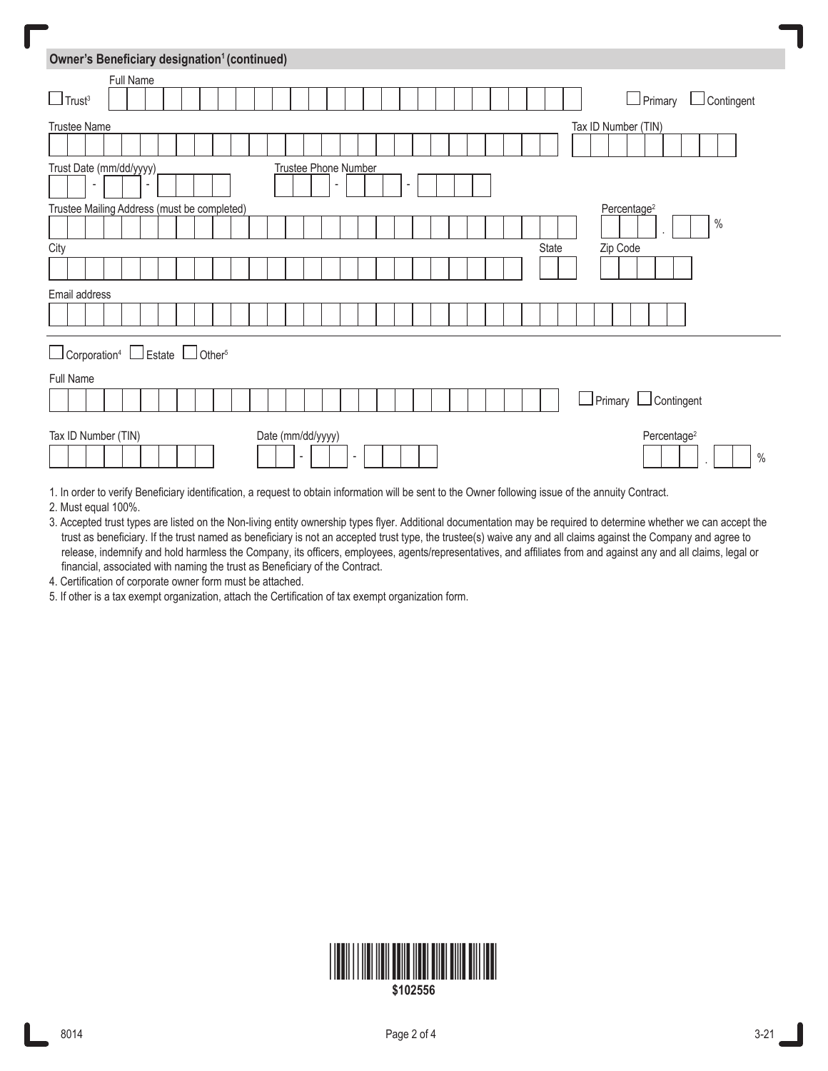## Owner's Beneficiary designation[1] (continued)

☐ Trust[3] &nbsp;&nbsp; Full Name: ______________________ &nbsp;&nbsp; ☐ Primary ☐ Contingent

Trustee Name: ______________________ &nbsp;&nbsp; Tax ID Number (TIN): __________

Trust Date (mm/dd/yyyy): __ - __ - ____ &nbsp;&nbsp; Trustee Phone Number: ___ - ___ - ____

Trustee Mailing Address (must be completed): ______________________ &nbsp;&nbsp; Percentage[2]: ___ . __ %

City: ______________________ &nbsp;&nbsp; State: __ &nbsp;&nbsp; Zip Code: _____

Email address: ______________________

---

☐ Corporation[4] ☐ Estate ☐ Other[5]

Full Name: ______________________ &nbsp;&nbsp; ☐ Primary ☐ Contingent

Tax ID Number (TIN): __________ &nbsp;&nbsp; Date (mm/dd/yyyy): __ - __ - ____ &nbsp;&nbsp; Percentage[2]: ___ . __ %

1. In order to verify Beneficiary identification, a request to obtain information will be sent to the Owner following issue of the annuity Contract.
2. Must equal 100%.
3. Accepted trust types are listed on the Non-living entity ownership types flyer. Additional documentation may be required to determine whether we can accept the trust as beneficiary. If the trust named as beneficiary is not an accepted trust type, the trustee(s) waive any and all claims against the Company and agree to release, indemnify and hold harmless the Company, its officers, employees, agents/representatives, and affiliates from and against any and all claims, legal or financial, associated with naming the trust as Beneficiary of the Contract.
4. Certification of corporate owner form must be attached.
5. If other is a tax exempt organization, attach the Certification of tax exempt organization form.

$102556

8014 &nbsp;&nbsp; 3-21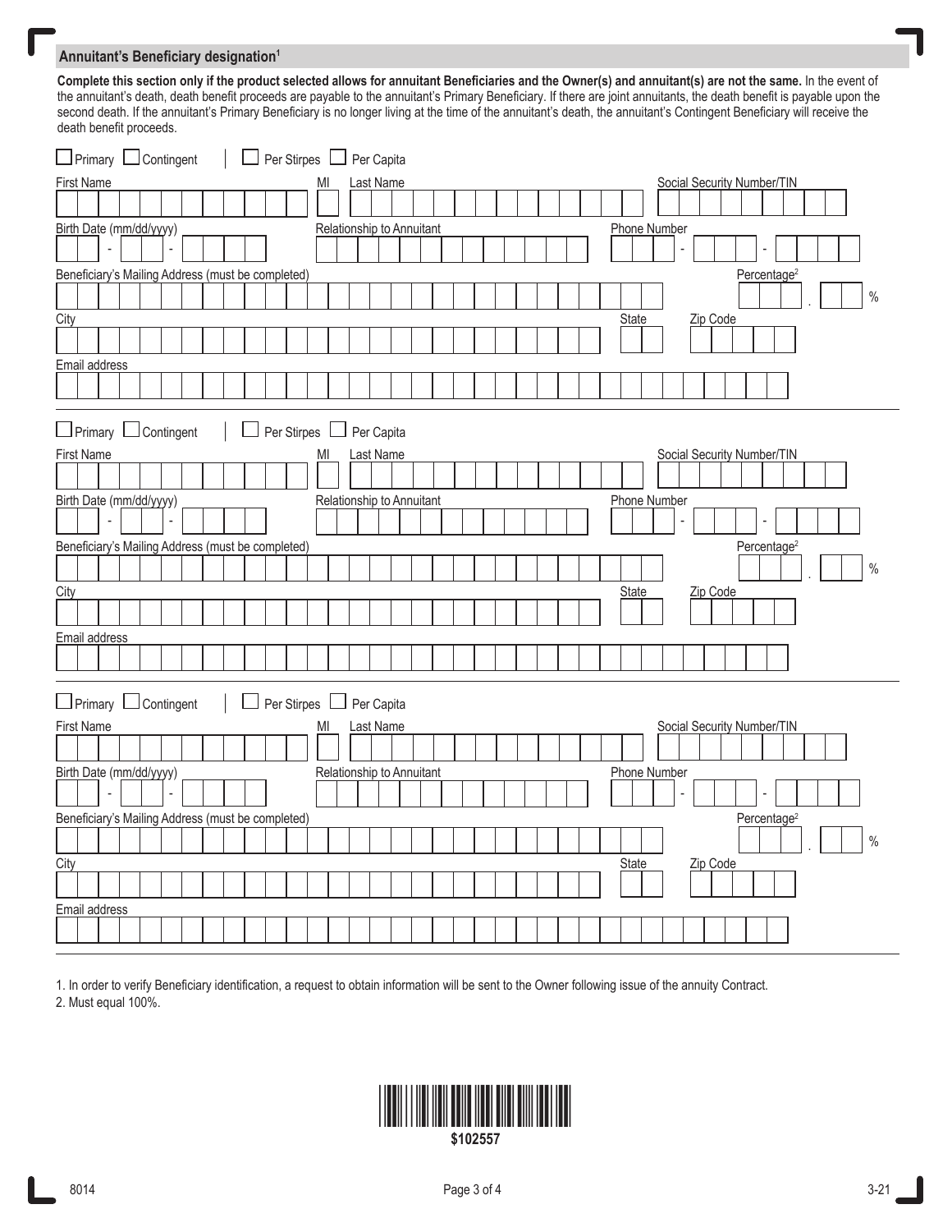## Annuitant's Beneficiary designation[1]

**Complete this section only if the product selected allows for annuitant Beneficiaries and the Owner(s) and annuitant(s) are not the same.** In the event of the annuitant's death, death benefit proceeds are payable to the annuitant's Primary Beneficiary. If there are joint annuitants, the death benefit is payable upon the second death. If the annuitant's Primary Beneficiary is no longer living at the time of the annuitant's death, the annuitant's Contingent Beneficiary will receive the death benefit proceeds.

☐ Primary ☐ Contingent | ☐ Per Stirpes ☐ Per Capita

First Name ______ MI ___ Last Name ______ Social Security Number/TIN ______

Birth Date (mm/dd/yyyy) ___-___-_____ Relationship to Annuitant ______ Phone Number ___-___-____

Beneficiary's Mailing Address (must be completed) ______ Percentage[2] ___.__ %

City ______ State ___ Zip Code ______

Email address ______

---

☐ Primary ☐ Contingent | ☐ Per Stirpes ☐ Per Capita

First Name ______ MI ___ Last Name ______ Social Security Number/TIN ______

Birth Date (mm/dd/yyyy) ___-___-_____ Relationship to Annuitant ______ Phone Number ___-___-____

Beneficiary's Mailing Address (must be completed) ______ Percentage[2] ___.__ %

City ______ State ___ Zip Code ______

Email address ______

---

☐ Primary ☐ Contingent | ☐ Per Stirpes ☐ Per Capita

First Name ______ MI ___ Last Name ______ Social Security Number/TIN ______

Birth Date (mm/dd/yyyy) ___-___-_____ Relationship to Annuitant ______ Phone Number ___-___-____

Beneficiary's Mailing Address (must be completed) ______ Percentage[2] ___.__ %

City ______ State ___ Zip Code ______

Email address ______

---

1. In order to verify Beneficiary identification, a request to obtain information will be sent to the Owner following issue of the annuity Contract.
2. Must equal 100%.

$102557

8014 3-21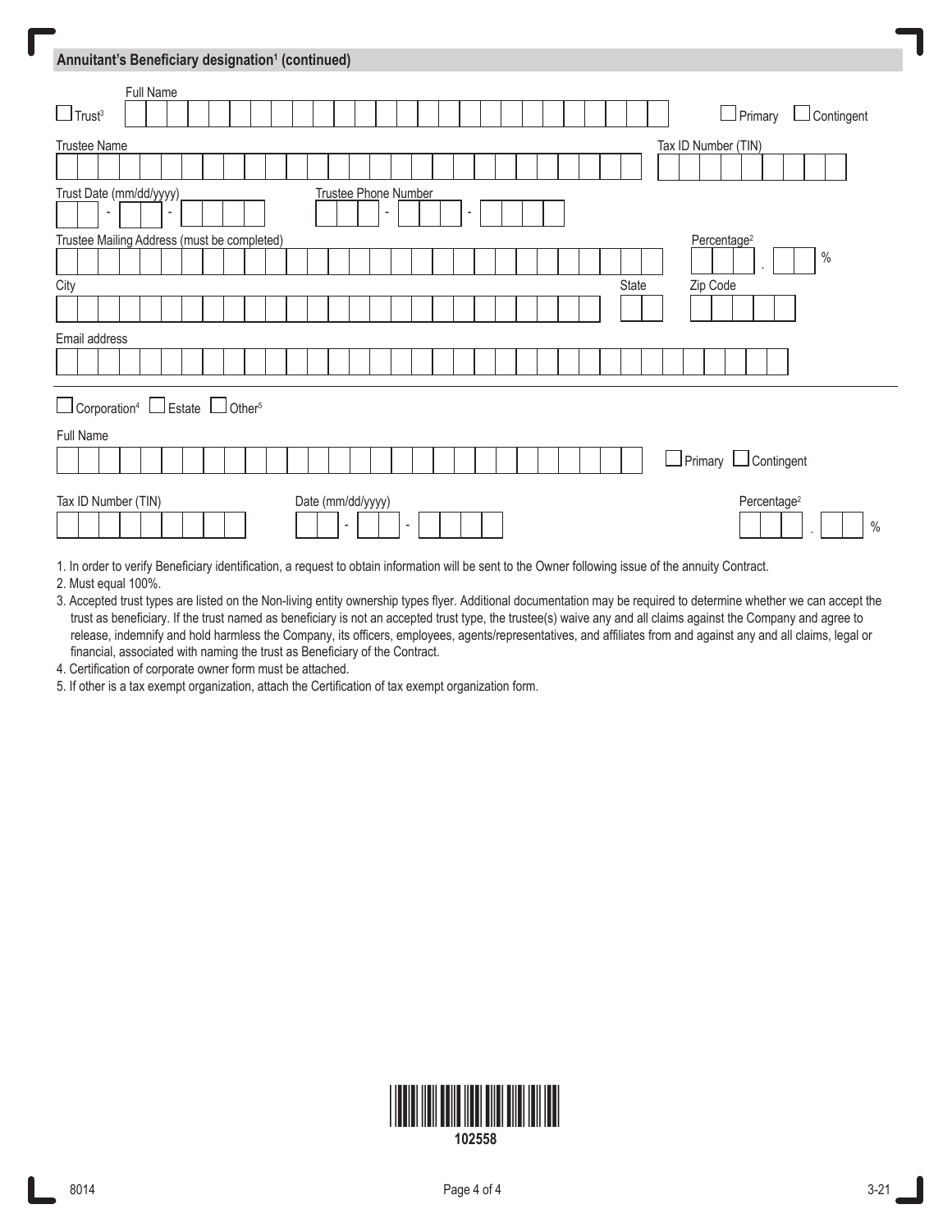## Annuitant's Beneficiary designation[1] (continued)

☐ Trust[3]

Full Name

☐ Primary ☐ Contingent

Trustee Name

Tax ID Number (TIN)

Trust Date (mm/dd/yyyy) - -

Trustee Phone Number - -

Trustee Mailing Address (must be completed)

Percentage[2] . %

City

State

Zip Code

Email address

☐ Corporation[4] ☐ Estate ☐ Other[5]

Full Name

☐ Primary ☐ Contingent

Tax ID Number (TIN)

Date (mm/dd/yyyy) - -

Percentage[2] . %

1. In order to verify Beneficiary identification, a request to obtain information will be sent to the Owner following issue of the annuity Contract.
2. Must equal 100%.
3. Accepted trust types are listed on the Non-living entity ownership types flyer. Additional documentation may be required to determine whether we can accept the trust as beneficiary. If the trust named as beneficiary is not an accepted trust type, the trustee(s) waive any and all claims against the Company and agree to release, indemnify and hold harmless the Company, its officers, employees, agents/representatives, and affiliates from and against any and all claims, legal or financial, associated with naming the trust as Beneficiary of the Contract.
4. Certification of corporate owner form must be attached.
5. If other is a tax exempt organization, attach the Certification of tax exempt organization form.

102558

8014

3-21